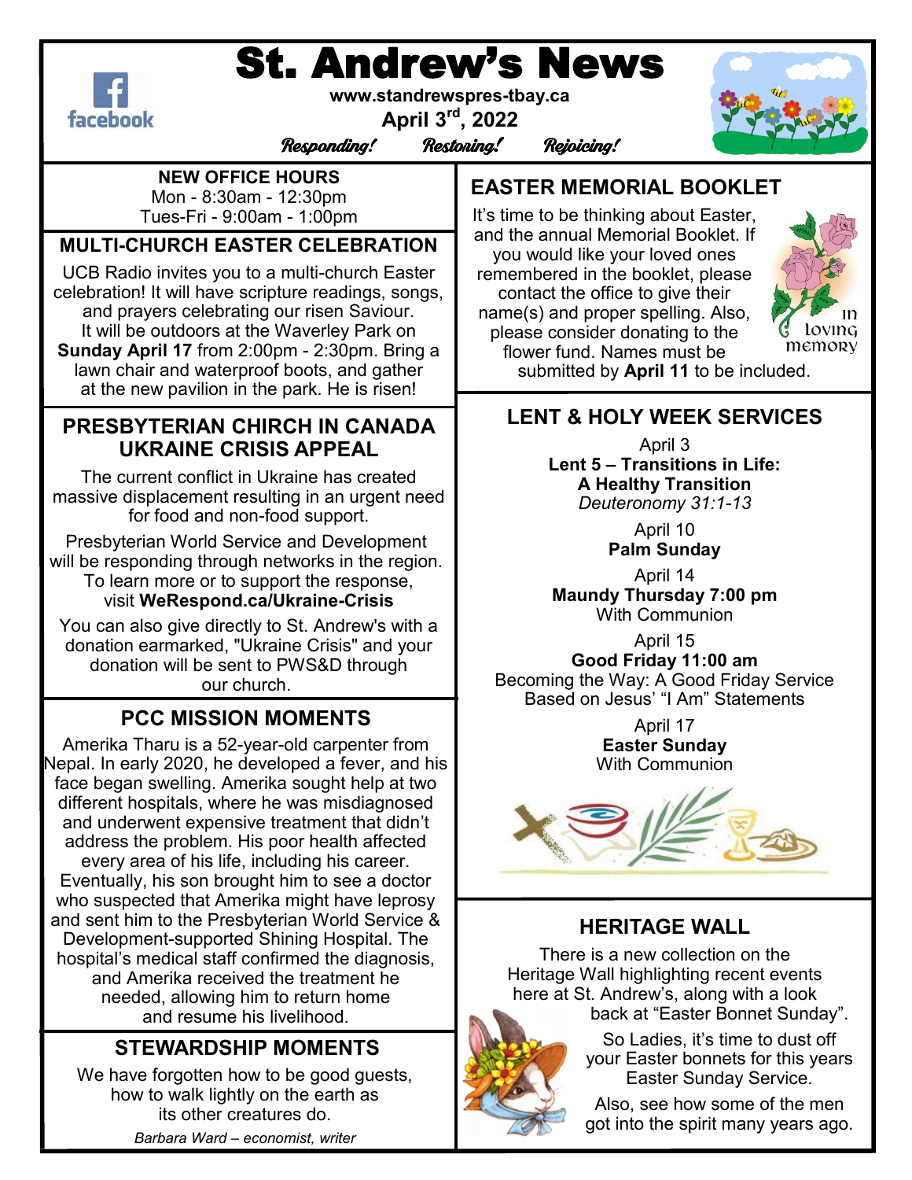# St. Andrew's News

**www.standrewspres-tbay.ca**

**April 3rd, 2022**

*Responding! Restoring! Rejoicing!*

**NEW OFFICE HOURS**
Mon - 8:30am - 12:30pm
Tues-Fri - 9:00am - 1:00pm

## MULTI-CHURCH EASTER CELEBRATION

UCB Radio invites you to a multi-church Easter celebration! It will have scripture readings, songs, and prayers celebrating our risen Saviour. It will be outdoors at the Waverley Park on **Sunday April 17** from 2:00pm - 2:30pm. Bring a lawn chair and waterproof boots, and gather at the new pavilion in the park. He is risen!

## PRESBYTERIAN CHURCH IN CANADA UKRAINE CRISIS APPEAL

The current conflict in Ukraine has created massive displacement resulting in an urgent need for food and non-food support.

Presbyterian World Service and Development will be responding through networks in the region. To learn more or to support the response, visit **WeRespond.ca/Ukraine-Crisis**

You can also give directly to St. Andrew's with a donation earmarked, "Ukraine Crisis" and your donation will be sent to PWS&D through our church.

## PCC MISSION MOMENTS

Amerika Tharu is a 52-year-old carpenter from Nepal. In early 2020, he developed a fever, and his face began swelling. Amerika sought help at two different hospitals, where he was misdiagnosed and underwent expensive treatment that didn't address the problem. His poor health affected every area of his life, including his career. Eventually, his son brought him to see a doctor who suspected that Amerika might have leprosy and sent him to the Presbyterian World Service & Development-supported Shining Hospital. The hospital's medical staff confirmed the diagnosis, and Amerika received the treatment he needed, allowing him to return home and resume his livelihood.

## STEWARDSHIP MOMENTS

We have forgotten how to be good guests, how to walk lightly on the earth as its other creatures do.

*Barbara Ward – economist, writer*

## EASTER MEMORIAL BOOKLET

It's time to be thinking about Easter, and the annual Memorial Booklet. If you would like your loved ones remembered in the booklet, please contact the office to give their name(s) and proper spelling. Also, please consider donating to the flower fund. Names must be submitted by **April 11** to be included.

## LENT & HOLY WEEK SERVICES

April 3
**Lent 5 – Transitions in Life: A Healthy Transition**
*Deuteronomy 31:1-13*

April 10
**Palm Sunday**

April 14
**Maundy Thursday 7:00 pm**
With Communion

April 15
**Good Friday 11:00 am**
Becoming the Way: A Good Friday Service Based on Jesus' "I Am" Statements

April 17
**Easter Sunday**
With Communion

## HERITAGE WALL

There is a new collection on the Heritage Wall highlighting recent events here at St. Andrew's, along with a look back at "Easter Bonnet Sunday".

So Ladies, it's time to dust off your Easter bonnets for this years Easter Sunday Service.

Also, see how some of the men got into the spirit many years ago.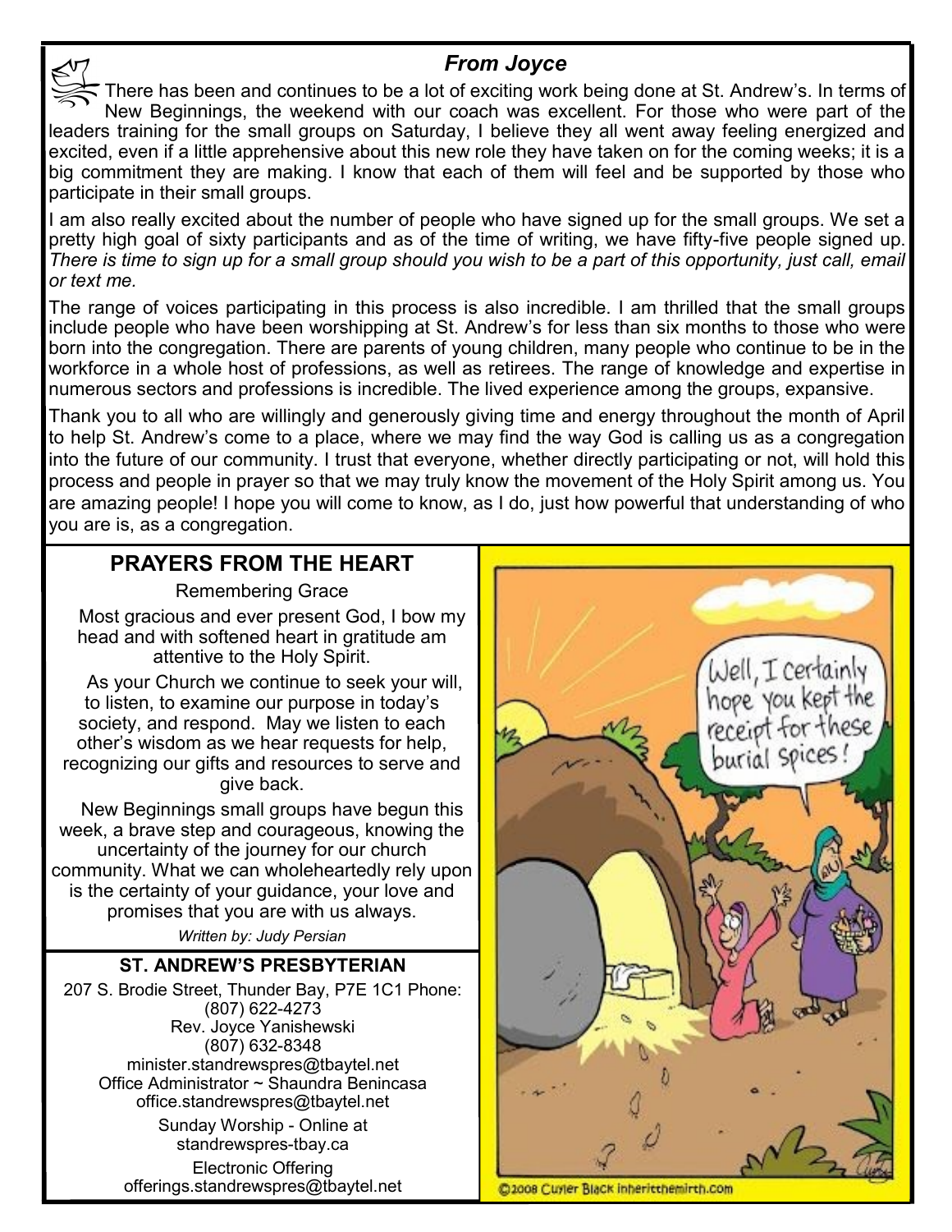## *From Joyce*

There has been and continues to be a lot of exciting work being done at St. Andrew's. In terms of New Beginnings, the weekend with our coach was excellent. For those who were part of the leaders training for the small groups on Saturday, I believe they all went away feeling energized and excited, even if a little apprehensive about this new role they have taken on for the coming weeks; it is a big commitment they are making. I know that each of them will feel and be supported by those who participate in their small groups.

I am also really excited about the number of people who have signed up for the small groups. We set a pretty high goal of sixty participants and as of the time of writing, we have fifty-five people signed up. *There is time to sign up for a small group should you wish to be a part of this opportunity, just call, email or text me.*

The range of voices participating in this process is also incredible. I am thrilled that the small groups include people who have been worshipping at St. Andrew's for less than six months to those who were born into the congregation. There are parents of young children, many people who continue to be in the workforce in a whole host of professions, as well as retirees. The range of knowledge and expertise in numerous sectors and professions is incredible. The lived experience among the groups, expansive.

Thank you to all who are willingly and generously giving time and energy throughout the month of April to help St. Andrew's come to a place, where we may find the way God is calling us as a congregation into the future of our community. I trust that everyone, whether directly participating or not, will hold this process and people in prayer so that we may truly know the movement of the Holy Spirit among us. You are amazing people! I hope you will come to know, as I do, just how powerful that understanding of who you are is, as a congregation.

## PRAYERS FROM THE HEART

Remembering Grace

Most gracious and ever present God, I bow my head and with softened heart in gratitude am attentive to the Holy Spirit.

As your Church we continue to seek your will, to listen, to examine our purpose in today's society, and respond. May we listen to each other's wisdom as we hear requests for help, recognizing our gifts and resources to serve and give back.

New Beginnings small groups have begun this week, a brave step and courageous, knowing the uncertainty of the journey for our church community. What we can wholeheartedly rely upon is the certainty of your guidance, your love and promises that you are with us always.

*Written by: Judy Persian*

Well, I certainly hope you kept the receipt for these burial spices!

©2008 Cutler Black inheritthemirth.com

### ST. ANDREW'S PRESBYTERIAN

207 S. Brodie Street, Thunder Bay, P7E 1C1 Phone: (807) 622-4273
Rev. Joyce Yanishewski
(807) 632-8348
minister.standrewspres@tbaytel.net
Office Administrator ~ Shaundra Benincasa
office.standrewspres@tbaytel.net

Sunday Worship - Online at
standrewspres-tbay.ca

Electronic Offering
offerings.standrewspres@tbaytel.net